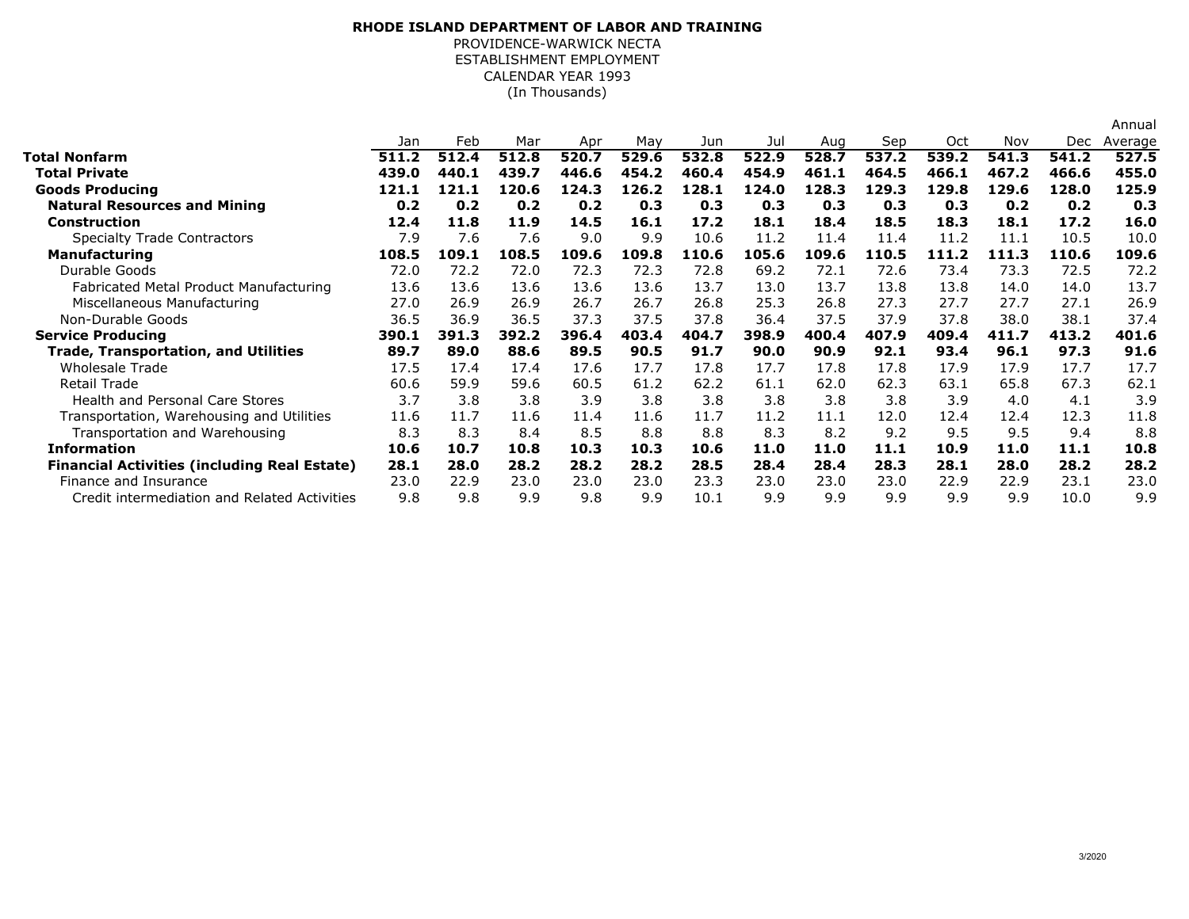**RHODE ISLAND DEPARTMENT OF LABOR AND TRAINING**
PROVIDENCE-WARWICK NECTA
ESTABLISHMENT EMPLOYMENT
CALENDAR YEAR 1993
(In Thousands)

| | Jan | Feb | Mar | Apr | May | Jun | Jul | Aug | Sep | Oct | Nov | Dec | Annual Average |
|---|---|---|---|---|---|---|---|---|---|---|---|---|---|
| **Total Nonfarm** | **511.2** | **512.4** | **512.8** | **520.7** | **529.6** | **532.8** | **522.9** | **528.7** | **537.2** | **539.2** | **541.3** | **541.2** | **527.5** |
| **Total Private** | **439.0** | **440.1** | **439.7** | **446.6** | **454.2** | **460.4** | **454.9** | **461.1** | **464.5** | **466.1** | **467.2** | **466.6** | **455.0** |
| **Goods Producing** | **121.1** | **121.1** | **120.6** | **124.3** | **126.2** | **128.1** | **124.0** | **128.3** | **129.3** | **129.8** | **129.6** | **128.0** | **125.9** |
| **Natural Resources and Mining** | **0.2** | **0.2** | **0.2** | **0.2** | **0.3** | **0.3** | **0.3** | **0.3** | **0.3** | **0.3** | **0.2** | **0.2** | **0.3** |
| **Construction** | **12.4** | **11.8** | **11.9** | **14.5** | **16.1** | **17.2** | **18.1** | **18.4** | **18.5** | **18.3** | **18.1** | **17.2** | **16.0** |
| Specialty Trade Contractors | 7.9 | 7.6 | 7.6 | 9.0 | 9.9 | 10.6 | 11.2 | 11.4 | 11.4 | 11.2 | 11.1 | 10.5 | 10.0 |
| **Manufacturing** | **108.5** | **109.1** | **108.5** | **109.6** | **109.8** | **110.6** | **105.6** | **109.6** | **110.5** | **111.2** | **111.3** | **110.6** | **109.6** |
| Durable Goods | 72.0 | 72.2 | 72.0 | 72.3 | 72.3 | 72.8 | 69.2 | 72.1 | 72.6 | 73.4 | 73.3 | 72.5 | 72.2 |
| Fabricated Metal Product Manufacturing | 13.6 | 13.6 | 13.6 | 13.6 | 13.6 | 13.7 | 13.0 | 13.7 | 13.8 | 13.8 | 14.0 | 14.0 | 13.7 |
| Miscellaneous Manufacturing | 27.0 | 26.9 | 26.9 | 26.7 | 26.7 | 26.8 | 25.3 | 26.8 | 27.3 | 27.7 | 27.7 | 27.1 | 26.9 |
| Non-Durable Goods | 36.5 | 36.9 | 36.5 | 37.3 | 37.5 | 37.8 | 36.4 | 37.5 | 37.9 | 37.8 | 38.0 | 38.1 | 37.4 |
| **Service Producing** | **390.1** | **391.3** | **392.2** | **396.4** | **403.4** | **404.7** | **398.9** | **400.4** | **407.9** | **409.4** | **411.7** | **413.2** | **401.6** |
| **Trade, Transportation, and Utilities** | **89.7** | **89.0** | **88.6** | **89.5** | **90.5** | **91.7** | **90.0** | **90.9** | **92.1** | **93.4** | **96.1** | **97.3** | **91.6** |
| Wholesale Trade | 17.5 | 17.4 | 17.4 | 17.6 | 17.7 | 17.8 | 17.7 | 17.8 | 17.8 | 17.9 | 17.9 | 17.7 | 17.7 |
| Retail Trade | 60.6 | 59.9 | 59.6 | 60.5 | 61.2 | 62.2 | 61.1 | 62.0 | 62.3 | 63.1 | 65.8 | 67.3 | 62.1 |
| Health and Personal Care Stores | 3.7 | 3.8 | 3.8 | 3.9 | 3.8 | 3.8 | 3.8 | 3.8 | 3.8 | 3.9 | 4.0 | 4.1 | 3.9 |
| Transportation, Warehousing and Utilities | 11.6 | 11.7 | 11.6 | 11.4 | 11.6 | 11.7 | 11.2 | 11.1 | 12.0 | 12.4 | 12.4 | 12.3 | 11.8 |
| Transportation and Warehousing | 8.3 | 8.3 | 8.4 | 8.5 | 8.8 | 8.8 | 8.3 | 8.2 | 9.2 | 9.5 | 9.5 | 9.4 | 8.8 |
| **Information** | **10.6** | **10.7** | **10.8** | **10.3** | **10.3** | **10.6** | **11.0** | **11.0** | **11.1** | **10.9** | **11.0** | **11.1** | **10.8** |
| **Financial Activities (including Real Estate)** | **28.1** | **28.0** | **28.2** | **28.2** | **28.2** | **28.5** | **28.4** | **28.4** | **28.3** | **28.1** | **28.0** | **28.2** | **28.2** |
| Finance and Insurance | 23.0 | 22.9 | 23.0 | 23.0 | 23.0 | 23.3 | 23.0 | 23.0 | 23.0 | 22.9 | 22.9 | 23.1 | 23.0 |
| Credit intermediation and Related Activities | 9.8 | 9.8 | 9.9 | 9.8 | 9.9 | 10.1 | 9.9 | 9.9 | 9.9 | 9.9 | 9.9 | 10.0 | 9.9 |

3/2020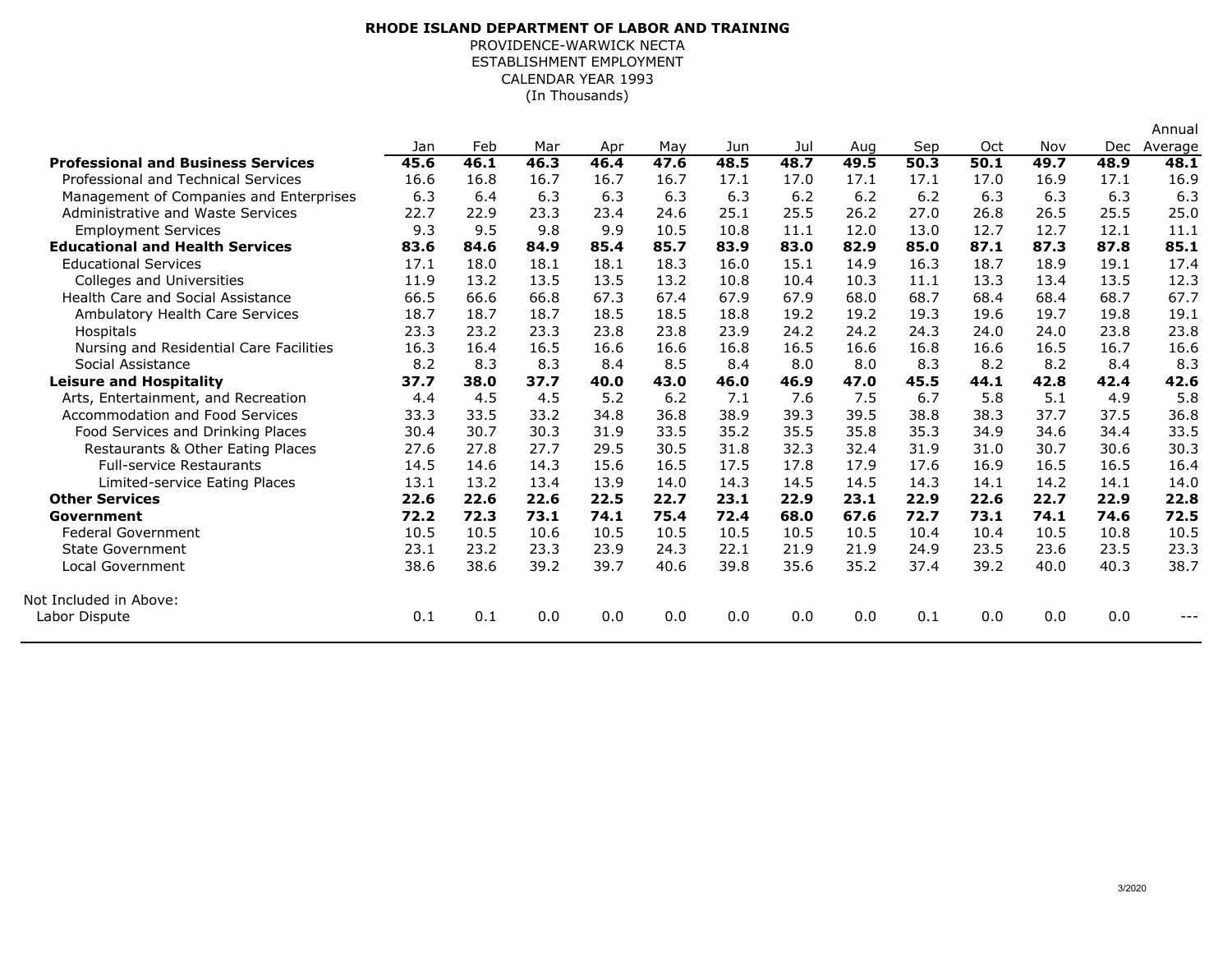**RHODE ISLAND DEPARTMENT OF LABOR AND TRAINING**
PROVIDENCE-WARWICK NECTA
ESTABLISHMENT EMPLOYMENT
CALENDAR YEAR 1993
(In Thousands)

| | Jan | Feb | Mar | Apr | May | Jun | Jul | Aug | Sep | Oct | Nov | Dec | Annual Average |
|---|---|---|---|---|---|---|---|---|---|---|---|---|---|
| **Professional and Business Services** | **45.6** | **46.1** | **46.3** | **46.4** | **47.6** | **48.5** | **48.7** | **49.5** | **50.3** | **50.1** | **49.7** | **48.9** | **48.1** |
| Professional and Technical Services | 16.6 | 16.8 | 16.7 | 16.7 | 16.7 | 17.1 | 17.0 | 17.1 | 17.1 | 17.0 | 16.9 | 17.1 | 16.9 |
| Management of Companies and Enterprises | 6.3 | 6.4 | 6.3 | 6.3 | 6.3 | 6.3 | 6.2 | 6.2 | 6.2 | 6.3 | 6.3 | 6.3 | 6.3 |
| Administrative and Waste Services | 22.7 | 22.9 | 23.3 | 23.4 | 24.6 | 25.1 | 25.5 | 26.2 | 27.0 | 26.8 | 26.5 | 25.5 | 25.0 |
| Employment Services | 9.3 | 9.5 | 9.8 | 9.9 | 10.5 | 10.8 | 11.1 | 12.0 | 13.0 | 12.7 | 12.7 | 12.1 | 11.1 |
| **Educational and Health Services** | **83.6** | **84.6** | **84.9** | **85.4** | **85.7** | **83.9** | **83.0** | **82.9** | **85.0** | **87.1** | **87.3** | **87.8** | **85.1** |
| Educational Services | 17.1 | 18.0 | 18.1 | 18.1 | 18.3 | 16.0 | 15.1 | 14.9 | 16.3 | 18.7 | 18.9 | 19.1 | 17.4 |
| Colleges and Universities | 11.9 | 13.2 | 13.5 | 13.5 | 13.2 | 10.8 | 10.4 | 10.3 | 11.1 | 13.3 | 13.4 | 13.5 | 12.3 |
| Health Care and Social Assistance | 66.5 | 66.6 | 66.8 | 67.3 | 67.4 | 67.9 | 67.9 | 68.0 | 68.7 | 68.4 | 68.4 | 68.7 | 67.7 |
| Ambulatory Health Care Services | 18.7 | 18.7 | 18.7 | 18.5 | 18.5 | 18.8 | 19.2 | 19.2 | 19.3 | 19.6 | 19.7 | 19.8 | 19.1 |
| Hospitals | 23.3 | 23.2 | 23.3 | 23.8 | 23.8 | 23.9 | 24.2 | 24.2 | 24.3 | 24.0 | 24.0 | 23.8 | 23.8 |
| Nursing and Residential Care Facilities | 16.3 | 16.4 | 16.5 | 16.6 | 16.6 | 16.8 | 16.5 | 16.6 | 16.8 | 16.6 | 16.5 | 16.7 | 16.6 |
| Social Assistance | 8.2 | 8.3 | 8.3 | 8.4 | 8.5 | 8.4 | 8.0 | 8.0 | 8.3 | 8.2 | 8.2 | 8.4 | 8.3 |
| **Leisure and Hospitality** | **37.7** | **38.0** | **37.7** | **40.0** | **43.0** | **46.0** | **46.9** | **47.0** | **45.5** | **44.1** | **42.8** | **42.4** | **42.6** |
| Arts, Entertainment, and Recreation | 4.4 | 4.5 | 4.5 | 5.2 | 6.2 | 7.1 | 7.6 | 7.5 | 6.7 | 5.8 | 5.1 | 4.9 | 5.8 |
| Accommodation and Food Services | 33.3 | 33.5 | 33.2 | 34.8 | 36.8 | 38.9 | 39.3 | 39.5 | 38.8 | 38.3 | 37.7 | 37.5 | 36.8 |
| Food Services and Drinking Places | 30.4 | 30.7 | 30.3 | 31.9 | 33.5 | 35.2 | 35.5 | 35.8 | 35.3 | 34.9 | 34.6 | 34.4 | 33.5 |
| Restaurants & Other Eating Places | 27.6 | 27.8 | 27.7 | 29.5 | 30.5 | 31.8 | 32.3 | 32.4 | 31.9 | 31.0 | 30.7 | 30.6 | 30.3 |
| Full-service Restaurants | 14.5 | 14.6 | 14.3 | 15.6 | 16.5 | 17.5 | 17.8 | 17.9 | 17.6 | 16.9 | 16.5 | 16.5 | 16.4 |
| Limited-service Eating Places | 13.1 | 13.2 | 13.4 | 13.9 | 14.0 | 14.3 | 14.5 | 14.5 | 14.3 | 14.1 | 14.2 | 14.1 | 14.0 |
| **Other Services** | **22.6** | **22.6** | **22.6** | **22.5** | **22.7** | **23.1** | **22.9** | **23.1** | **22.9** | **22.6** | **22.7** | **22.9** | **22.8** |
| **Government** | **72.2** | **72.3** | **73.1** | **74.1** | **75.4** | **72.4** | **68.0** | **67.6** | **72.7** | **73.1** | **74.1** | **74.6** | **72.5** |
| Federal Government | 10.5 | 10.5 | 10.6 | 10.5 | 10.5 | 10.5 | 10.5 | 10.5 | 10.4 | 10.4 | 10.5 | 10.8 | 10.5 |
| State Government | 23.1 | 23.2 | 23.3 | 23.9 | 24.3 | 22.1 | 21.9 | 21.9 | 24.9 | 23.5 | 23.6 | 23.5 | 23.3 |
| Local Government | 38.6 | 38.6 | 39.2 | 39.7 | 40.6 | 39.8 | 35.6 | 35.2 | 37.4 | 39.2 | 40.0 | 40.3 | 38.7 |
| Not Included in Above: | | | | | | | | | | | | | |
| Labor Dispute | 0.1 | 0.1 | 0.0 | 0.0 | 0.0 | 0.0 | 0.0 | 0.0 | 0.1 | 0.0 | 0.0 | 0.0 | --- |

3/2020